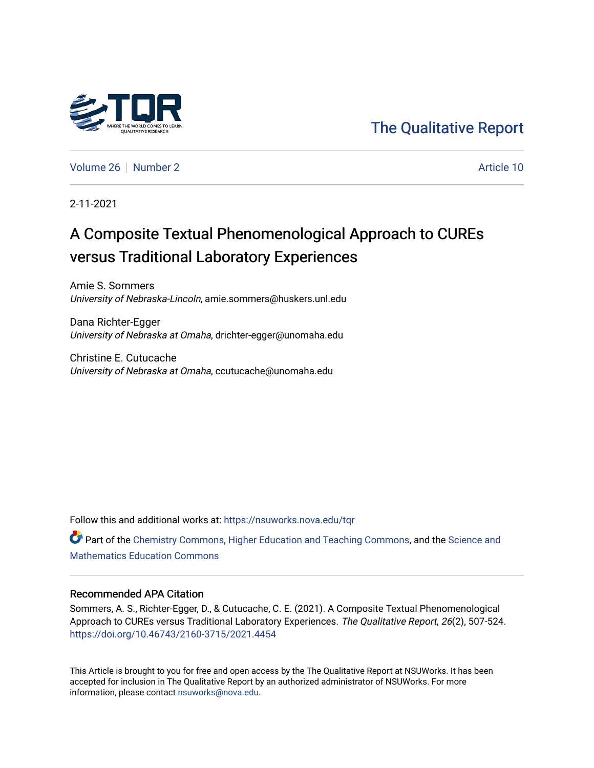The Qualitative Report

Volume 26 | Number 2 | Article 10

2-11-2021

# A Composite Textual Phenomenological Approach to CUREs versus Traditional Laboratory Experiences

Amie S. Sommers
*University of Nebraska-Lincoln*, amie.sommers@huskers.unl.edu

Dana Richter-Egger
*University of Nebraska at Omaha*, drichter-egger@unomaha.edu

Christine E. Cutucache
*University of Nebraska at Omaha*, ccutucache@unomaha.edu

Follow this and additional works at: https://nsuworks.nova.edu/tqr

Part of the Chemistry Commons, Higher Education and Teaching Commons, and the Science and Mathematics Education Commons

## Recommended APA Citation

Sommers, A. S., Richter-Egger, D., & Cutucache, C. E. (2021). A Composite Textual Phenomenological Approach to CUREs versus Traditional Laboratory Experiences. *The Qualitative Report*, *26*(2), 507-524. https://doi.org/10.46743/2160-3715/2021.4454

This Article is brought to you for free and open access by the The Qualitative Report at NSUWorks. It has been accepted for inclusion in The Qualitative Report by an authorized administrator of NSUWorks. For more information, please contact nsuworks@nova.edu.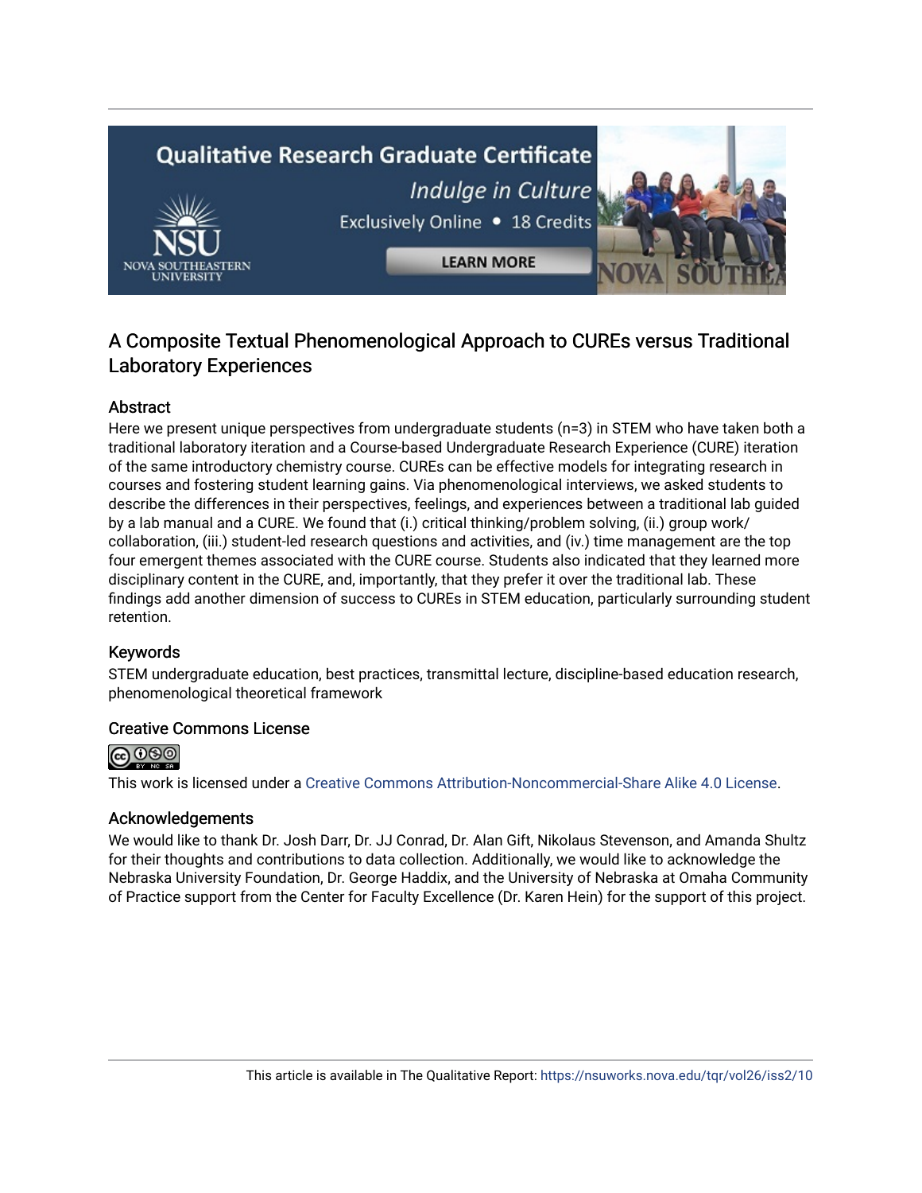# A Composite Textual Phenomenological Approach to CUREs versus Traditional Laboratory Experiences

## Abstract

Here we present unique perspectives from undergraduate students (n=3) in STEM who have taken both a traditional laboratory iteration and a Course-based Undergraduate Research Experience (CURE) iteration of the same introductory chemistry course. CUREs can be effective models for integrating research in courses and fostering student learning gains. Via phenomenological interviews, we asked students to describe the differences in their perspectives, feelings, and experiences between a traditional lab guided by a lab manual and a CURE. We found that (i.) critical thinking/problem solving, (ii.) group work/collaboration, (iii.) student-led research questions and activities, and (iv.) time management are the top four emergent themes associated with the CURE course. Students also indicated that they learned more disciplinary content in the CURE, and, importantly, that they prefer it over the traditional lab. These findings add another dimension of success to CUREs in STEM education, particularly surrounding student retention.

## Keywords

STEM undergraduate education, best practices, transmittal lecture, discipline-based education research, phenomenological theoretical framework

## Creative Commons License

This work is licensed under a Creative Commons Attribution-Noncommercial-Share Alike 4.0 License.

## Acknowledgements

We would like to thank Dr. Josh Darr, Dr. JJ Conrad, Dr. Alan Gift, Nikolaus Stevenson, and Amanda Shultz for their thoughts and contributions to data collection. Additionally, we would like to acknowledge the Nebraska University Foundation, Dr. George Haddix, and the University of Nebraska at Omaha Community of Practice support from the Center for Faculty Excellence (Dr. Karen Hein) for the support of this project.

This article is available in The Qualitative Report: https://nsuworks.nova.edu/tqr/vol26/iss2/10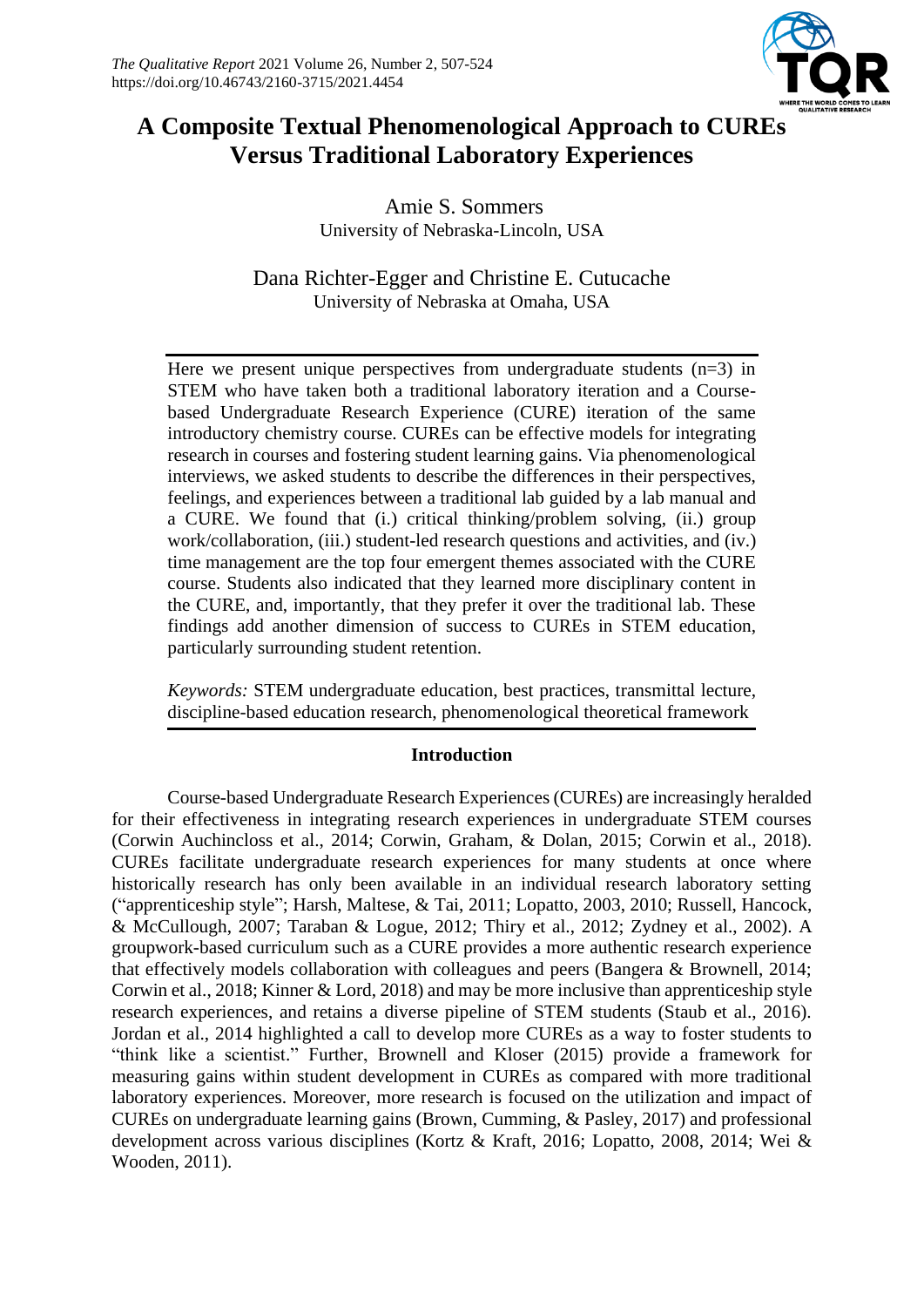# A Composite Textual Phenomenological Approach to CUREs Versus Traditional Laboratory Experiences

Amie S. Sommers
University of Nebraska-Lincoln, USA

Dana Richter-Egger and Christine E. Cutucache
University of Nebraska at Omaha, USA

Here we present unique perspectives from undergraduate students (n=3) in STEM who have taken both a traditional laboratory iteration and a Course-based Undergraduate Research Experience (CURE) iteration of the same introductory chemistry course. CUREs can be effective models for integrating research in courses and fostering student learning gains. Via phenomenological interviews, we asked students to describe the differences in their perspectives, feelings, and experiences between a traditional lab guided by a lab manual and a CURE. We found that (i.) critical thinking/problem solving, (ii.) group work/collaboration, (iii.) student-led research questions and activities, and (iv.) time management are the top four emergent themes associated with the CURE course. Students also indicated that they learned more disciplinary content in the CURE, and, importantly, that they prefer it over the traditional lab. These findings add another dimension of success to CUREs in STEM education, particularly surrounding student retention.

*Keywords:* STEM undergraduate education, best practices, transmittal lecture, discipline-based education research, phenomenological theoretical framework

## Introduction

Course-based Undergraduate Research Experiences (CUREs) are increasingly heralded for their effectiveness in integrating research experiences in undergraduate STEM courses (Corwin Auchincloss et al., 2014; Corwin, Graham, & Dolan, 2015; Corwin et al., 2018). CUREs facilitate undergraduate research experiences for many students at once where historically research has only been available in an individual research laboratory setting ("apprenticeship style"; Harsh, Maltese, & Tai, 2011; Lopatto, 2003, 2010; Russell, Hancock, & McCullough, 2007; Taraban & Logue, 2012; Thiry et al., 2012; Zydney et al., 2002). A groupwork-based curriculum such as a CURE provides a more authentic research experience that effectively models collaboration with colleagues and peers (Bangera & Brownell, 2014; Corwin et al., 2018; Kinner & Lord, 2018) and may be more inclusive than apprenticeship style research experiences, and retains a diverse pipeline of STEM students (Staub et al., 2016). Jordan et al., 2014 highlighted a call to develop more CUREs as a way to foster students to "think like a scientist." Further, Brownell and Kloser (2015) provide a framework for measuring gains within student development in CUREs as compared with more traditional laboratory experiences. Moreover, more research is focused on the utilization and impact of CUREs on undergraduate learning gains (Brown, Cumming, & Pasley, 2017) and professional development across various disciplines (Kortz & Kraft, 2016; Lopatto, 2008, 2014; Wei & Wooden, 2011).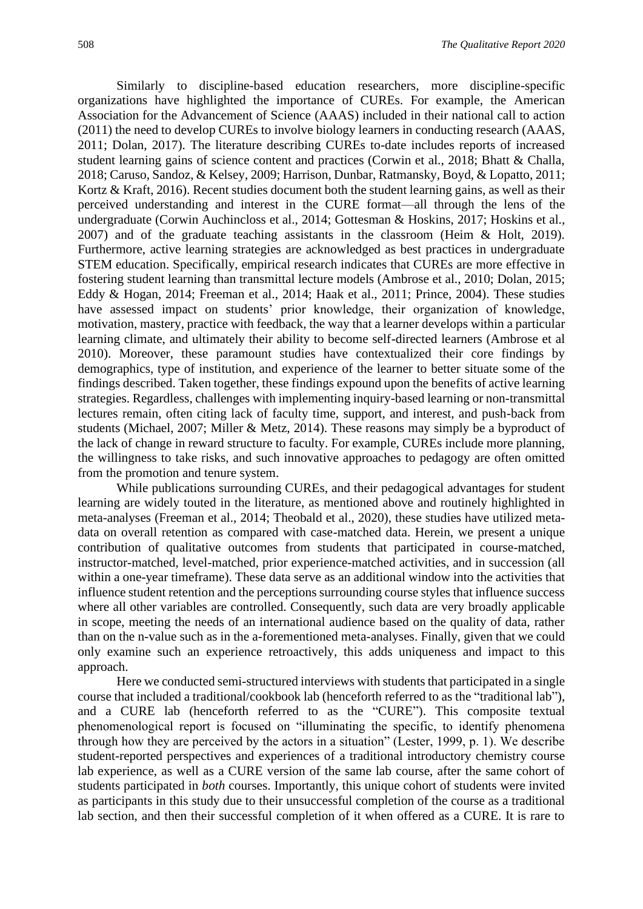Similarly to discipline-based education researchers, more discipline-specific organizations have highlighted the importance of CUREs. For example, the American Association for the Advancement of Science (AAAS) included in their national call to action (2011) the need to develop CUREs to involve biology learners in conducting research (AAAS, 2011; Dolan, 2017). The literature describing CUREs to-date includes reports of increased student learning gains of science content and practices (Corwin et al., 2018; Bhatt & Challa, 2018; Caruso, Sandoz, & Kelsey, 2009; Harrison, Dunbar, Ratmansky, Boyd, & Lopatto, 2011; Kortz & Kraft, 2016). Recent studies document both the student learning gains, as well as their perceived understanding and interest in the CURE format—all through the lens of the undergraduate (Corwin Auchincloss et al., 2014; Gottesman & Hoskins, 2017; Hoskins et al., 2007) and of the graduate teaching assistants in the classroom (Heim & Holt, 2019). Furthermore, active learning strategies are acknowledged as best practices in undergraduate STEM education. Specifically, empirical research indicates that CUREs are more effective in fostering student learning than transmittal lecture models (Ambrose et al., 2010; Dolan, 2015; Eddy & Hogan, 2014; Freeman et al., 2014; Haak et al., 2011; Prince, 2004). These studies have assessed impact on students' prior knowledge, their organization of knowledge, motivation, mastery, practice with feedback, the way that a learner develops within a particular learning climate, and ultimately their ability to become self-directed learners (Ambrose et al 2010). Moreover, these paramount studies have contextualized their core findings by demographics, type of institution, and experience of the learner to better situate some of the findings described. Taken together, these findings expound upon the benefits of active learning strategies. Regardless, challenges with implementing inquiry-based learning or non-transmittal lectures remain, often citing lack of faculty time, support, and interest, and push-back from students (Michael, 2007; Miller & Metz, 2014). These reasons may simply be a byproduct of the lack of change in reward structure to faculty. For example, CUREs include more planning, the willingness to take risks, and such innovative approaches to pedagogy are often omitted from the promotion and tenure system.

While publications surrounding CUREs, and their pedagogical advantages for student learning are widely touted in the literature, as mentioned above and routinely highlighted in meta-analyses (Freeman et al., 2014; Theobald et al., 2020), these studies have utilized meta-data on overall retention as compared with case-matched data. Herein, we present a unique contribution of qualitative outcomes from students that participated in course-matched, instructor-matched, level-matched, prior experience-matched activities, and in succession (all within a one-year timeframe). These data serve as an additional window into the activities that influence student retention and the perceptions surrounding course styles that influence success where all other variables are controlled. Consequently, such data are very broadly applicable in scope, meeting the needs of an international audience based on the quality of data, rather than on the n-value such as in the a-forementioned meta-analyses. Finally, given that we could only examine such an experience retroactively, this adds uniqueness and impact to this approach.

Here we conducted semi-structured interviews with students that participated in a single course that included a traditional/cookbook lab (henceforth referred to as the "traditional lab"), and a CURE lab (henceforth referred to as the "CURE"). This composite textual phenomenological report is focused on "illuminating the specific, to identify phenomena through how they are perceived by the actors in a situation" (Lester, 1999, p. 1). We describe student-reported perspectives and experiences of a traditional introductory chemistry course lab experience, as well as a CURE version of the same lab course, after the same cohort of students participated in *both* courses. Importantly, this unique cohort of students were invited as participants in this study due to their unsuccessful completion of the course as a traditional lab section, and then their successful completion of it when offered as a CURE. It is rare to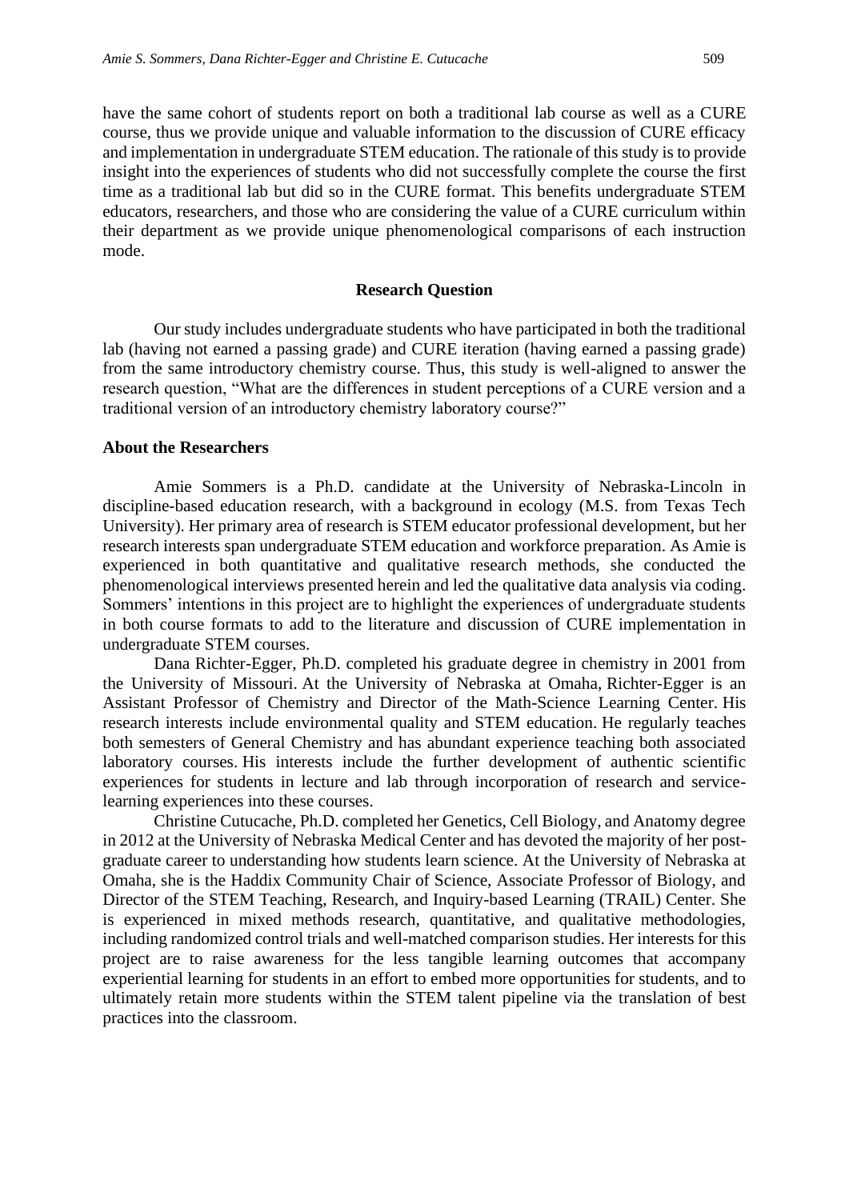have the same cohort of students report on both a traditional lab course as well as a CURE course, thus we provide unique and valuable information to the discussion of CURE efficacy and implementation in undergraduate STEM education. The rationale of this study is to provide insight into the experiences of students who did not successfully complete the course the first time as a traditional lab but did so in the CURE format. This benefits undergraduate STEM educators, researchers, and those who are considering the value of a CURE curriculum within their department as we provide unique phenomenological comparisons of each instruction mode.

## Research Question

Our study includes undergraduate students who have participated in both the traditional lab (having not earned a passing grade) and CURE iteration (having earned a passing grade) from the same introductory chemistry course. Thus, this study is well-aligned to answer the research question, "What are the differences in student perceptions of a CURE version and a traditional version of an introductory chemistry laboratory course?"

### About the Researchers

Amie Sommers is a Ph.D. candidate at the University of Nebraska-Lincoln in discipline-based education research, with a background in ecology (M.S. from Texas Tech University). Her primary area of research is STEM educator professional development, but her research interests span undergraduate STEM education and workforce preparation. As Amie is experienced in both quantitative and qualitative research methods, she conducted the phenomenological interviews presented herein and led the qualitative data analysis via coding. Sommers' intentions in this project are to highlight the experiences of undergraduate students in both course formats to add to the literature and discussion of CURE implementation in undergraduate STEM courses.

Dana Richter-Egger, Ph.D. completed his graduate degree in chemistry in 2001 from the University of Missouri. At the University of Nebraska at Omaha, Richter-Egger is an Assistant Professor of Chemistry and Director of the Math-Science Learning Center. His research interests include environmental quality and STEM education. He regularly teaches both semesters of General Chemistry and has abundant experience teaching both associated laboratory courses. His interests include the further development of authentic scientific experiences for students in lecture and lab through incorporation of research and service-learning experiences into these courses.

Christine Cutucache, Ph.D. completed her Genetics, Cell Biology, and Anatomy degree in 2012 at the University of Nebraska Medical Center and has devoted the majority of her post-graduate career to understanding how students learn science. At the University of Nebraska at Omaha, she is the Haddix Community Chair of Science, Associate Professor of Biology, and Director of the STEM Teaching, Research, and Inquiry-based Learning (TRAIL) Center. She is experienced in mixed methods research, quantitative, and qualitative methodologies, including randomized control trials and well-matched comparison studies. Her interests for this project are to raise awareness for the less tangible learning outcomes that accompany experiential learning for students in an effort to embed more opportunities for students, and to ultimately retain more students within the STEM talent pipeline via the translation of best practices into the classroom.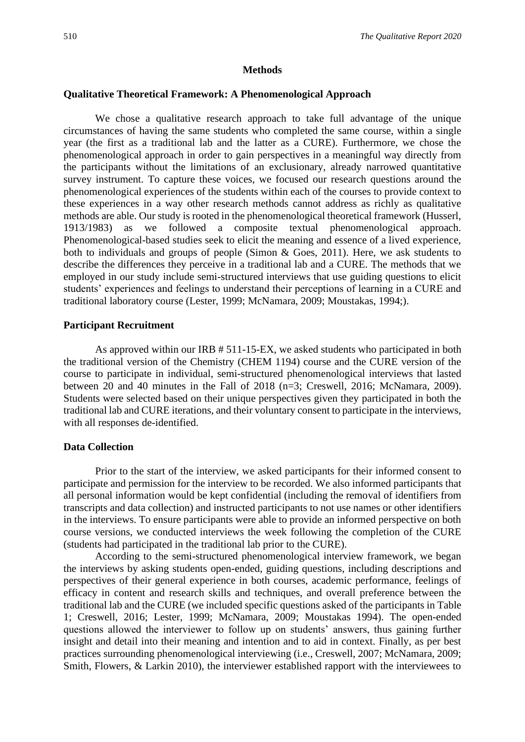## Methods

### Qualitative Theoretical Framework: A Phenomenological Approach

We chose a qualitative research approach to take full advantage of the unique circumstances of having the same students who completed the same course, within a single year (the first as a traditional lab and the latter as a CURE). Furthermore, we chose the phenomenological approach in order to gain perspectives in a meaningful way directly from the participants without the limitations of an exclusionary, already narrowed quantitative survey instrument. To capture these voices, we focused our research questions around the phenomenological experiences of the students within each of the courses to provide context to these experiences in a way other research methods cannot address as richly as qualitative methods are able. Our study is rooted in the phenomenological theoretical framework (Husserl, 1913/1983) as we followed a composite textual phenomenological approach. Phenomenological-based studies seek to elicit the meaning and essence of a lived experience, both to individuals and groups of people (Simon & Goes, 2011). Here, we ask students to describe the differences they perceive in a traditional lab and a CURE. The methods that we employed in our study include semi-structured interviews that use guiding questions to elicit students' experiences and feelings to understand their perceptions of learning in a CURE and traditional laboratory course (Lester, 1999; McNamara, 2009; Moustakas, 1994;).

### Participant Recruitment

As approved within our IRB # 511-15-EX, we asked students who participated in both the traditional version of the Chemistry (CHEM 1194) course and the CURE version of the course to participate in individual, semi-structured phenomenological interviews that lasted between 20 and 40 minutes in the Fall of 2018 (n=3; Creswell, 2016; McNamara, 2009). Students were selected based on their unique perspectives given they participated in both the traditional lab and CURE iterations, and their voluntary consent to participate in the interviews, with all responses de-identified.

### Data Collection

Prior to the start of the interview, we asked participants for their informed consent to participate and permission for the interview to be recorded. We also informed participants that all personal information would be kept confidential (including the removal of identifiers from transcripts and data collection) and instructed participants to not use names or other identifiers in the interviews. To ensure participants were able to provide an informed perspective on both course versions, we conducted interviews the week following the completion of the CURE (students had participated in the traditional lab prior to the CURE).

According to the semi-structured phenomenological interview framework, we began the interviews by asking students open-ended, guiding questions, including descriptions and perspectives of their general experience in both courses, academic performance, feelings of efficacy in content and research skills and techniques, and overall preference between the traditional lab and the CURE (we included specific questions asked of the participants in Table 1; Creswell, 2016; Lester, 1999; McNamara, 2009; Moustakas 1994). The open-ended questions allowed the interviewer to follow up on students' answers, thus gaining further insight and detail into their meaning and intention and to aid in context. Finally, as per best practices surrounding phenomenological interviewing (i.e., Creswell, 2007; McNamara, 2009; Smith, Flowers, & Larkin 2010), the interviewer established rapport with the interviewees to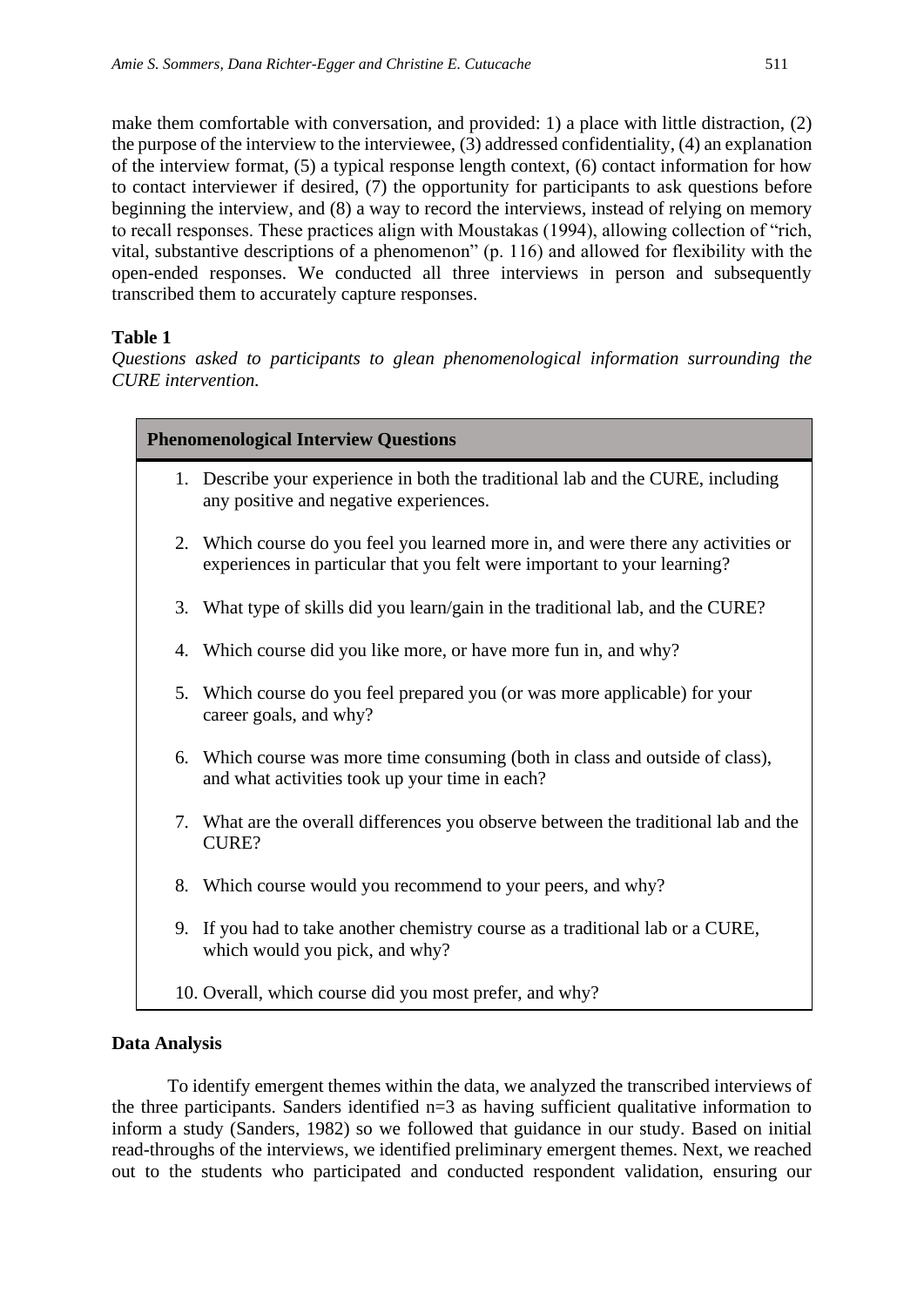make them comfortable with conversation, and provided: 1) a place with little distraction, (2) the purpose of the interview to the interviewee, (3) addressed confidentiality, (4) an explanation of the interview format, (5) a typical response length context, (6) contact information for how to contact interviewer if desired, (7) the opportunity for participants to ask questions before beginning the interview, and (8) a way to record the interviews, instead of relying on memory to recall responses. These practices align with Moustakas (1994), allowing collection of "rich, vital, substantive descriptions of a phenomenon" (p. 116) and allowed for flexibility with the open-ended responses. We conducted all three interviews in person and subsequently transcribed them to accurately capture responses.

**Table 1**

*Questions asked to participants to glean phenomenological information surrounding the CURE intervention.*

| **Phenomenological Interview Questions** |
| --- |
| 1. Describe your experience in both the traditional lab and the CURE, including any positive and negative experiences. |
| 2. Which course do you feel you learned more in, and were there any activities or experiences in particular that you felt were important to your learning? |
| 3. What type of skills did you learn/gain in the traditional lab, and the CURE? |
| 4. Which course did you like more, or have more fun in, and why? |
| 5. Which course do you feel prepared you (or was more applicable) for your career goals, and why? |
| 6. Which course was more time consuming (both in class and outside of class), and what activities took up your time in each? |
| 7. What are the overall differences you observe between the traditional lab and the CURE? |
| 8. Which course would you recommend to your peers, and why? |
| 9. If you had to take another chemistry course as a traditional lab or a CURE, which would you pick, and why? |
| 10. Overall, which course did you most prefer, and why? |

**Data Analysis**

To identify emergent themes within the data, we analyzed the transcribed interviews of the three participants. Sanders identified n=3 as having sufficient qualitative information to inform a study (Sanders, 1982) so we followed that guidance in our study. Based on initial read-throughs of the interviews, we identified preliminary emergent themes. Next, we reached out to the students who participated and conducted respondent validation, ensuring our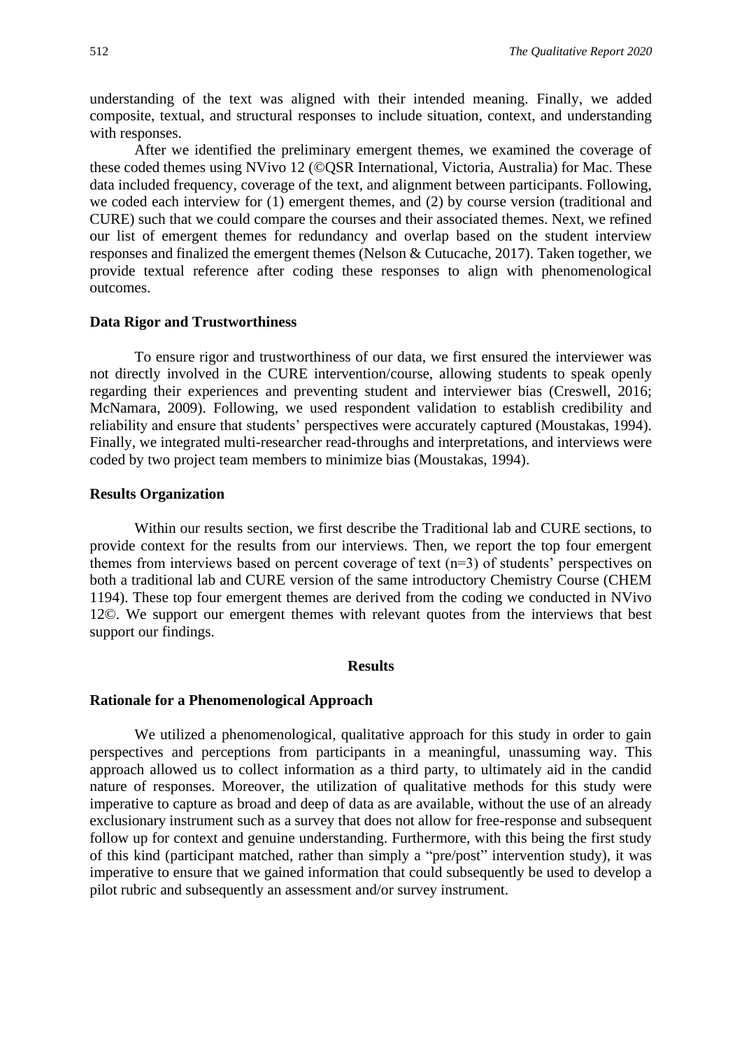understanding of the text was aligned with their intended meaning. Finally, we added composite, textual, and structural responses to include situation, context, and understanding with responses.

After we identified the preliminary emergent themes, we examined the coverage of these coded themes using NVivo 12 (©QSR International, Victoria, Australia) for Mac. These data included frequency, coverage of the text, and alignment between participants. Following, we coded each interview for (1) emergent themes, and (2) by course version (traditional and CURE) such that we could compare the courses and their associated themes. Next, we refined our list of emergent themes for redundancy and overlap based on the student interview responses and finalized the emergent themes (Nelson & Cutucache, 2017). Taken together, we provide textual reference after coding these responses to align with phenomenological outcomes.

### Data Rigor and Trustworthiness

To ensure rigor and trustworthiness of our data, we first ensured the interviewer was not directly involved in the CURE intervention/course, allowing students to speak openly regarding their experiences and preventing student and interviewer bias (Creswell, 2016; McNamara, 2009). Following, we used respondent validation to establish credibility and reliability and ensure that students' perspectives were accurately captured (Moustakas, 1994). Finally, we integrated multi-researcher read-throughs and interpretations, and interviews were coded by two project team members to minimize bias (Moustakas, 1994).

### Results Organization

Within our results section, we first describe the Traditional lab and CURE sections, to provide context for the results from our interviews. Then, we report the top four emergent themes from interviews based on percent coverage of text (n=3) of students' perspectives on both a traditional lab and CURE version of the same introductory Chemistry Course (CHEM 1194). These top four emergent themes are derived from the coding we conducted in NVivo 12©. We support our emergent themes with relevant quotes from the interviews that best support our findings.

## Results

### Rationale for a Phenomenological Approach

We utilized a phenomenological, qualitative approach for this study in order to gain perspectives and perceptions from participants in a meaningful, unassuming way. This approach allowed us to collect information as a third party, to ultimately aid in the candid nature of responses. Moreover, the utilization of qualitative methods for this study were imperative to capture as broad and deep of data as are available, without the use of an already exclusionary instrument such as a survey that does not allow for free-response and subsequent follow up for context and genuine understanding. Furthermore, with this being the first study of this kind (participant matched, rather than simply a "pre/post" intervention study), it was imperative to ensure that we gained information that could subsequently be used to develop a pilot rubric and subsequently an assessment and/or survey instrument.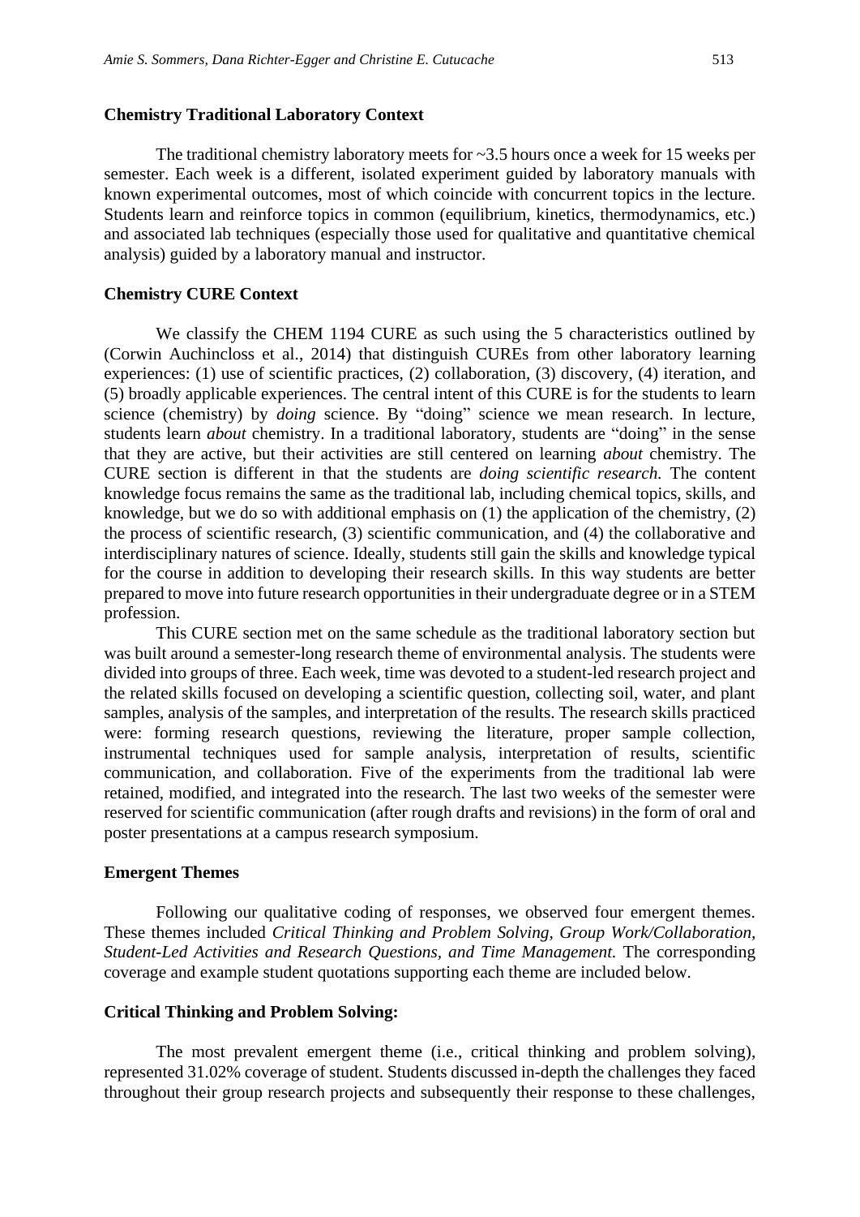### Chemistry Traditional Laboratory Context

The traditional chemistry laboratory meets for ~3.5 hours once a week for 15 weeks per semester. Each week is a different, isolated experiment guided by laboratory manuals with known experimental outcomes, most of which coincide with concurrent topics in the lecture. Students learn and reinforce topics in common (equilibrium, kinetics, thermodynamics, etc.) and associated lab techniques (especially those used for qualitative and quantitative chemical analysis) guided by a laboratory manual and instructor.

### Chemistry CURE Context

We classify the CHEM 1194 CURE as such using the 5 characteristics outlined by (Corwin Auchincloss et al., 2014) that distinguish CUREs from other laboratory learning experiences: (1) use of scientific practices, (2) collaboration, (3) discovery, (4) iteration, and (5) broadly applicable experiences. The central intent of this CURE is for the students to learn science (chemistry) by *doing* science. By "doing" science we mean research. In lecture, students learn *about* chemistry. In a traditional laboratory, students are "doing" in the sense that they are active, but their activities are still centered on learning *about* chemistry. The CURE section is different in that the students are *doing scientific research.* The content knowledge focus remains the same as the traditional lab, including chemical topics, skills, and knowledge, but we do so with additional emphasis on (1) the application of the chemistry, (2) the process of scientific research, (3) scientific communication, and (4) the collaborative and interdisciplinary natures of science. Ideally, students still gain the skills and knowledge typical for the course in addition to developing their research skills. In this way students are better prepared to move into future research opportunities in their undergraduate degree or in a STEM profession.

This CURE section met on the same schedule as the traditional laboratory section but was built around a semester-long research theme of environmental analysis. The students were divided into groups of three. Each week, time was devoted to a student-led research project and the related skills focused on developing a scientific question, collecting soil, water, and plant samples, analysis of the samples, and interpretation of the results. The research skills practiced were: forming research questions, reviewing the literature, proper sample collection, instrumental techniques used for sample analysis, interpretation of results, scientific communication, and collaboration. Five of the experiments from the traditional lab were retained, modified, and integrated into the research. The last two weeks of the semester were reserved for scientific communication (after rough drafts and revisions) in the form of oral and poster presentations at a campus research symposium.

### Emergent Themes

Following our qualitative coding of responses, we observed four emergent themes. These themes included *Critical Thinking and Problem Solving, Group Work/Collaboration, Student-Led Activities and Research Questions, and Time Management.* The corresponding coverage and example student quotations supporting each theme are included below.

### Critical Thinking and Problem Solving:

The most prevalent emergent theme (i.e., critical thinking and problem solving), represented 31.02% coverage of student. Students discussed in-depth the challenges they faced throughout their group research projects and subsequently their response to these challenges,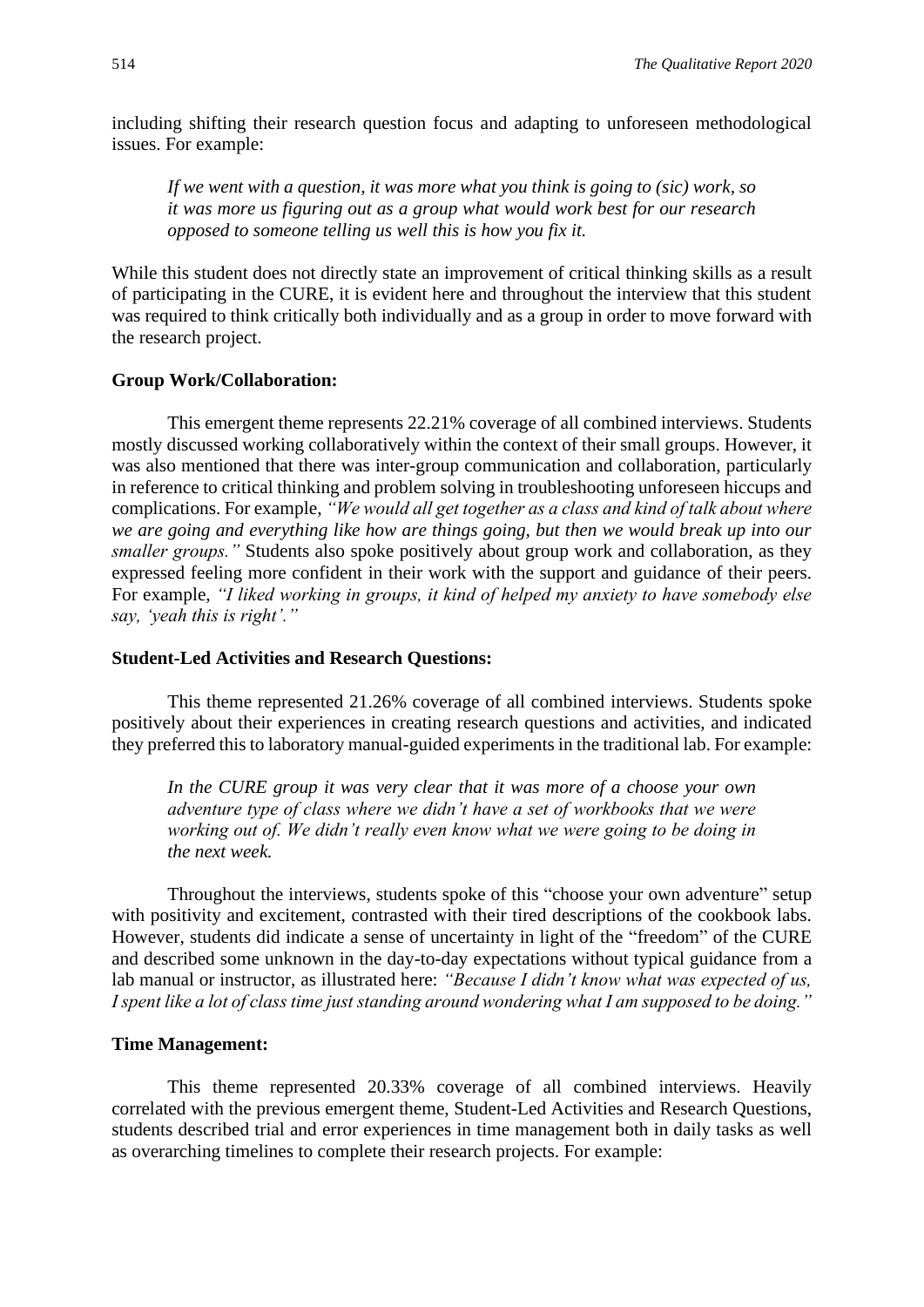including shifting their research question focus and adapting to unforeseen methodological issues. For example:

> *If we went with a question, it was more what you think is going to (sic) work, so it was more us figuring out as a group what would work best for our research opposed to someone telling us well this is how you fix it.*

While this student does not directly state an improvement of critical thinking skills as a result of participating in the CURE, it is evident here and throughout the interview that this student was required to think critically both individually and as a group in order to move forward with the research project.

**Group Work/Collaboration:**

This emergent theme represents 22.21% coverage of all combined interviews. Students mostly discussed working collaboratively within the context of their small groups. However, it was also mentioned that there was inter-group communication and collaboration, particularly in reference to critical thinking and problem solving in troubleshooting unforeseen hiccups and complications. For example, *"We would all get together as a class and kind of talk about where we are going and everything like how are things going, but then we would break up into our smaller groups."* Students also spoke positively about group work and collaboration, as they expressed feeling more confident in their work with the support and guidance of their peers. For example, *"I liked working in groups, it kind of helped my anxiety to have somebody else say, 'yeah this is right'."*

**Student-Led Activities and Research Questions:**

This theme represented 21.26% coverage of all combined interviews. Students spoke positively about their experiences in creating research questions and activities, and indicated they preferred this to laboratory manual-guided experiments in the traditional lab. For example:

> *In the CURE group it was very clear that it was more of a choose your own adventure type of class where we didn't have a set of workbooks that we were working out of. We didn't really even know what we were going to be doing in the next week.*

Throughout the interviews, students spoke of this "choose your own adventure" setup with positivity and excitement, contrasted with their tired descriptions of the cookbook labs. However, students did indicate a sense of uncertainty in light of the "freedom" of the CURE and described some unknown in the day-to-day expectations without typical guidance from a lab manual or instructor, as illustrated here: *"Because I didn't know what was expected of us, I spent like a lot of class time just standing around wondering what I am supposed to be doing."*

**Time Management:**

This theme represented 20.33% coverage of all combined interviews. Heavily correlated with the previous emergent theme, Student-Led Activities and Research Questions, students described trial and error experiences in time management both in daily tasks as well as overarching timelines to complete their research projects. For example: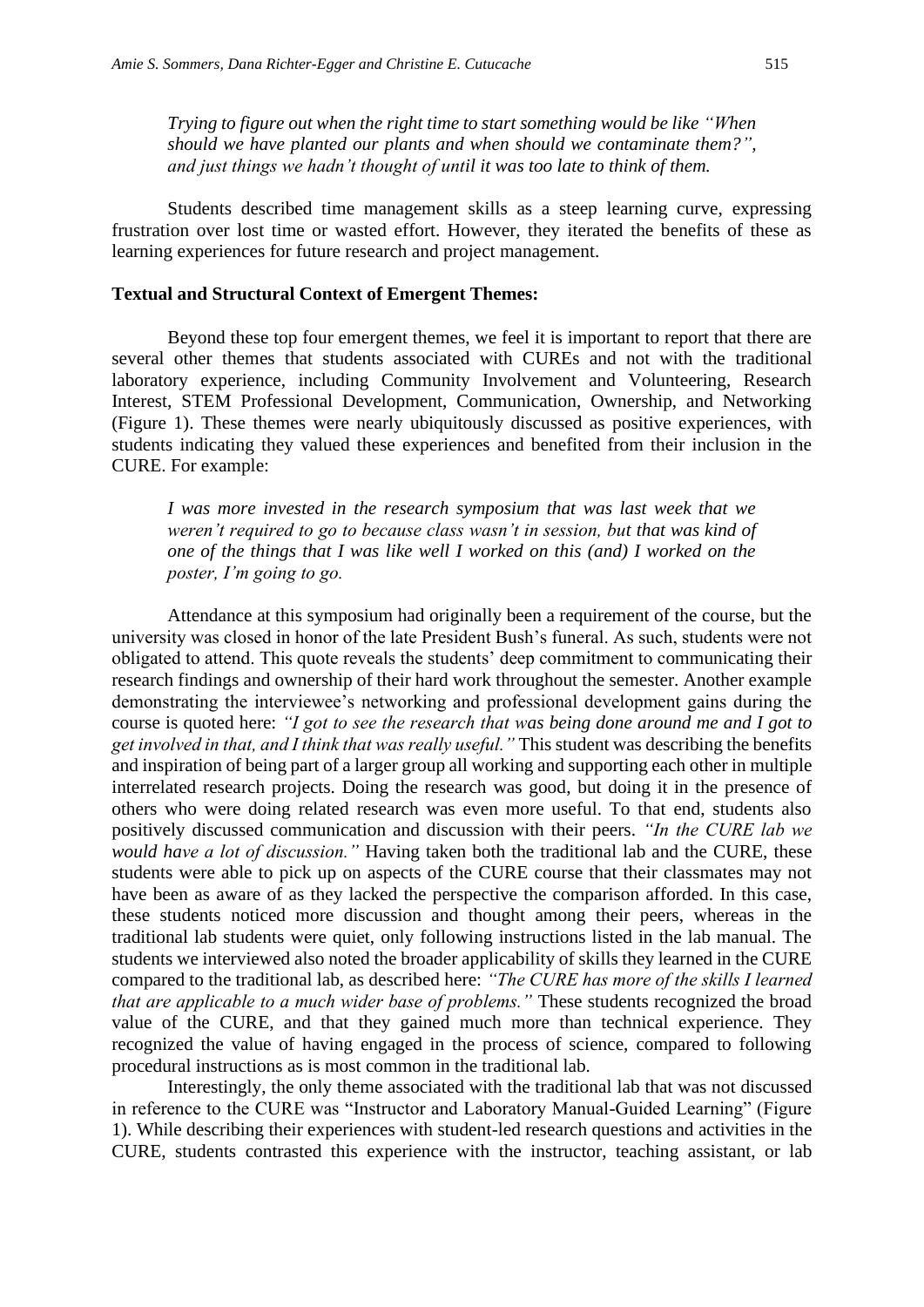*Trying to figure out when the right time to start something would be like "When should we have planted our plants and when should we contaminate them?", and just things we hadn't thought of until it was too late to think of them.*

Students described time management skills as a steep learning curve, expressing frustration over lost time or wasted effort. However, they iterated the benefits of these as learning experiences for future research and project management.

**Textual and Structural Context of Emergent Themes:**

Beyond these top four emergent themes, we feel it is important to report that there are several other themes that students associated with CUREs and not with the traditional laboratory experience, including Community Involvement and Volunteering, Research Interest, STEM Professional Development, Communication, Ownership, and Networking (Figure 1). These themes were nearly ubiquitously discussed as positive experiences, with students indicating they valued these experiences and benefited from their inclusion in the CURE. For example:

*I was more invested in the research symposium that was last week that we weren't required to go to because class wasn't in session, but that was kind of one of the things that I was like well I worked on this (and) I worked on the poster, I'm going to go.*

Attendance at this symposium had originally been a requirement of the course, but the university was closed in honor of the late President Bush's funeral. As such, students were not obligated to attend. This quote reveals the students' deep commitment to communicating their research findings and ownership of their hard work throughout the semester. Another example demonstrating the interviewee's networking and professional development gains during the course is quoted here: *"I got to see the research that was being done around me and I got to get involved in that, and I think that was really useful."* This student was describing the benefits and inspiration of being part of a larger group all working and supporting each other in multiple interrelated research projects. Doing the research was good, but doing it in the presence of others who were doing related research was even more useful. To that end, students also positively discussed communication and discussion with their peers. *"In the CURE lab we would have a lot of discussion."* Having taken both the traditional lab and the CURE, these students were able to pick up on aspects of the CURE course that their classmates may not have been as aware of as they lacked the perspective the comparison afforded. In this case, these students noticed more discussion and thought among their peers, whereas in the traditional lab students were quiet, only following instructions listed in the lab manual. The students we interviewed also noted the broader applicability of skills they learned in the CURE compared to the traditional lab, as described here: *"The CURE has more of the skills I learned that are applicable to a much wider base of problems."* These students recognized the broad value of the CURE, and that they gained much more than technical experience. They recognized the value of having engaged in the process of science, compared to following procedural instructions as is most common in the traditional lab.

Interestingly, the only theme associated with the traditional lab that was not discussed in reference to the CURE was "Instructor and Laboratory Manual-Guided Learning" (Figure 1). While describing their experiences with student-led research questions and activities in the CURE, students contrasted this experience with the instructor, teaching assistant, or lab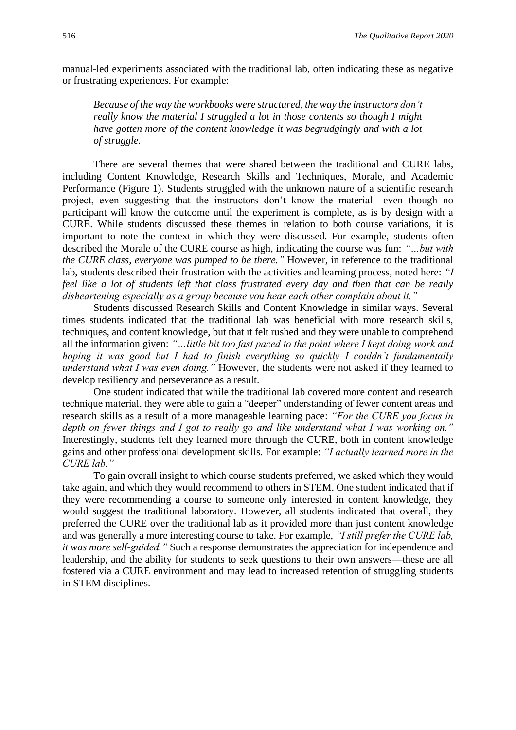manual-led experiments associated with the traditional lab, often indicating these as negative or frustrating experiences. For example:

> *Because of the way the workbooks were structured, the way the instructors don't really know the material I struggled a lot in those contents so though I might have gotten more of the content knowledge it was begrudgingly and with a lot of struggle.*

There are several themes that were shared between the traditional and CURE labs, including Content Knowledge, Research Skills and Techniques, Morale, and Academic Performance (Figure 1). Students struggled with the unknown nature of a scientific research project, even suggesting that the instructors don't know the material—even though no participant will know the outcome until the experiment is complete, as is by design with a CURE. While students discussed these themes in relation to both course variations, it is important to note the context in which they were discussed. For example, students often described the Morale of the CURE course as high, indicating the course was fun: *"…but with the CURE class, everyone was pumped to be there."* However, in reference to the traditional lab, students described their frustration with the activities and learning process, noted here: *"I feel like a lot of students left that class frustrated every day and then that can be really disheartening especially as a group because you hear each other complain about it."*

Students discussed Research Skills and Content Knowledge in similar ways. Several times students indicated that the traditional lab was beneficial with more research skills, techniques, and content knowledge, but that it felt rushed and they were unable to comprehend all the information given: *"…little bit too fast paced to the point where I kept doing work and hoping it was good but I had to finish everything so quickly I couldn't fundamentally understand what I was even doing."* However, the students were not asked if they learned to develop resiliency and perseverance as a result.

One student indicated that while the traditional lab covered more content and research technique material, they were able to gain a "deeper" understanding of fewer content areas and research skills as a result of a more manageable learning pace: *"For the CURE you focus in depth on fewer things and I got to really go and like understand what I was working on."* Interestingly, students felt they learned more through the CURE, both in content knowledge gains and other professional development skills. For example: *"I actually learned more in the CURE lab."*

To gain overall insight to which course students preferred, we asked which they would take again, and which they would recommend to others in STEM. One student indicated that if they were recommending a course to someone only interested in content knowledge, they would suggest the traditional laboratory. However, all students indicated that overall, they preferred the CURE over the traditional lab as it provided more than just content knowledge and was generally a more interesting course to take. For example, *"I still prefer the CURE lab, it was more self-guided."* Such a response demonstrates the appreciation for independence and leadership, and the ability for students to seek questions to their own answers—these are all fostered via a CURE environment and may lead to increased retention of struggling students in STEM disciplines.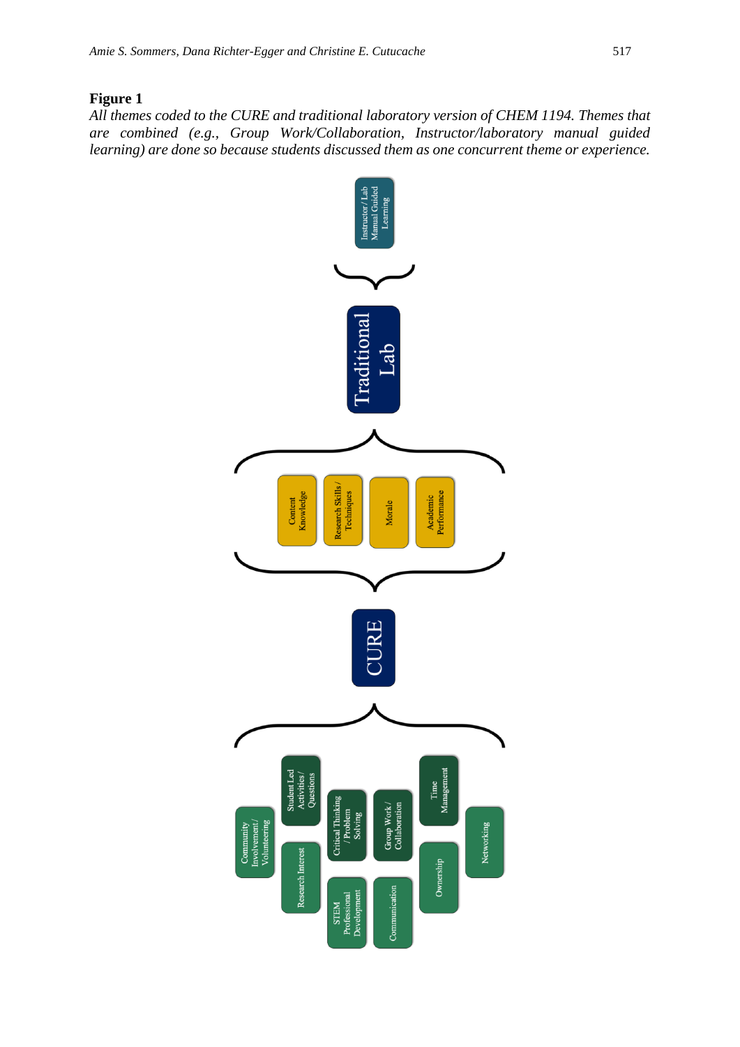**Figure 1**

*All themes coded to the CURE and traditional laboratory version of CHEM 1194. Themes that are combined (e.g., Group Work/Collaboration, Instructor/laboratory manual guided learning) are done so because students discussed them as one concurrent theme or experience.*

Instructor / Lab Manual Guided Learning

Traditional Lab

Content Knowledge

Research Skills / Techniques

Morale

Academic Performance

CURE

Community Involvement / Volunteering

Student Led Activities / Questions

Research Interest

Critical Thinking / Problem Solving

STEM Professional Development

Group Work / Collaboration

Communication

Time Management

Ownership

Networking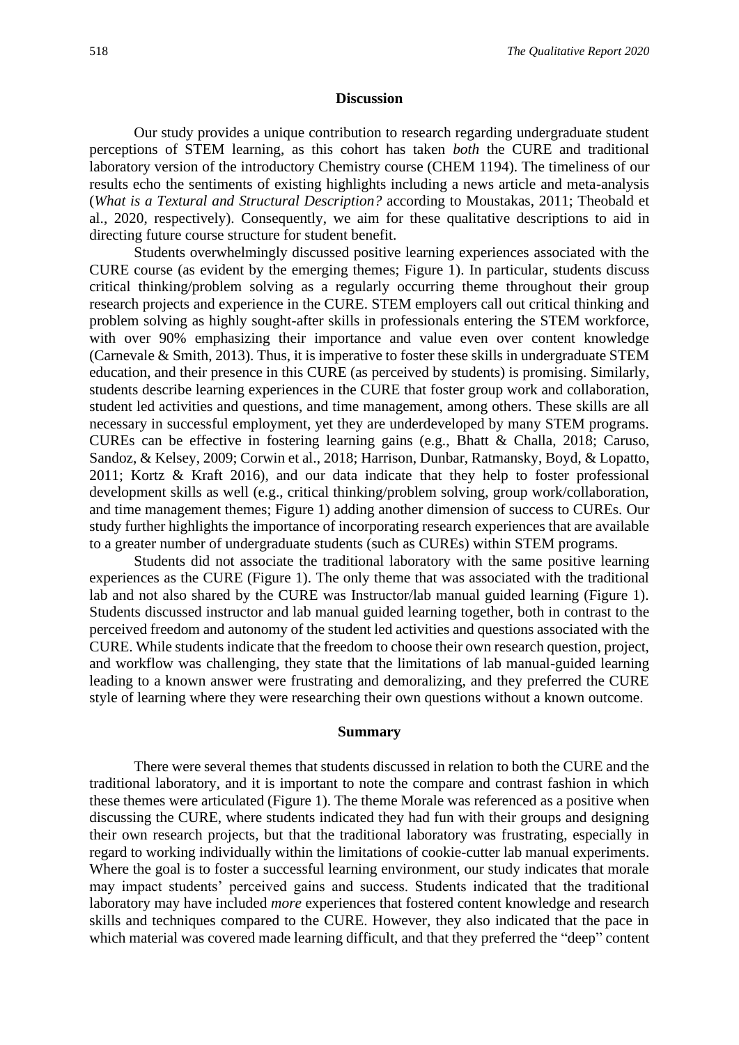## Discussion

Our study provides a unique contribution to research regarding undergraduate student perceptions of STEM learning, as this cohort has taken *both* the CURE and traditional laboratory version of the introductory Chemistry course (CHEM 1194). The timeliness of our results echo the sentiments of existing highlights including a news article and meta-analysis (*What is a Textural and Structural Description?* according to Moustakas, 2011; Theobald et al., 2020, respectively). Consequently, we aim for these qualitative descriptions to aid in directing future course structure for student benefit.

Students overwhelmingly discussed positive learning experiences associated with the CURE course (as evident by the emerging themes; Figure 1). In particular, students discuss critical thinking/problem solving as a regularly occurring theme throughout their group research projects and experience in the CURE. STEM employers call out critical thinking and problem solving as highly sought-after skills in professionals entering the STEM workforce, with over 90% emphasizing their importance and value even over content knowledge (Carnevale & Smith, 2013). Thus, it is imperative to foster these skills in undergraduate STEM education, and their presence in this CURE (as perceived by students) is promising. Similarly, students describe learning experiences in the CURE that foster group work and collaboration, student led activities and questions, and time management, among others. These skills are all necessary in successful employment, yet they are underdeveloped by many STEM programs. CUREs can be effective in fostering learning gains (e.g., Bhatt & Challa, 2018; Caruso, Sandoz, & Kelsey, 2009; Corwin et al., 2018; Harrison, Dunbar, Ratmansky, Boyd, & Lopatto, 2011; Kortz & Kraft 2016), and our data indicate that they help to foster professional development skills as well (e.g., critical thinking/problem solving, group work/collaboration, and time management themes; Figure 1) adding another dimension of success to CUREs. Our study further highlights the importance of incorporating research experiences that are available to a greater number of undergraduate students (such as CUREs) within STEM programs.

Students did not associate the traditional laboratory with the same positive learning experiences as the CURE (Figure 1). The only theme that was associated with the traditional lab and not also shared by the CURE was Instructor/lab manual guided learning (Figure 1). Students discussed instructor and lab manual guided learning together, both in contrast to the perceived freedom and autonomy of the student led activities and questions associated with the CURE. While students indicate that the freedom to choose their own research question, project, and workflow was challenging, they state that the limitations of lab manual-guided learning leading to a known answer were frustrating and demoralizing, and they preferred the CURE style of learning where they were researching their own questions without a known outcome.

## Summary

There were several themes that students discussed in relation to both the CURE and the traditional laboratory, and it is important to note the compare and contrast fashion in which these themes were articulated (Figure 1). The theme Morale was referenced as a positive when discussing the CURE, where students indicated they had fun with their groups and designing their own research projects, but that the traditional laboratory was frustrating, especially in regard to working individually within the limitations of cookie-cutter lab manual experiments. Where the goal is to foster a successful learning environment, our study indicates that morale may impact students' perceived gains and success. Students indicated that the traditional laboratory may have included *more* experiences that fostered content knowledge and research skills and techniques compared to the CURE. However, they also indicated that the pace in which material was covered made learning difficult, and that they preferred the "deep" content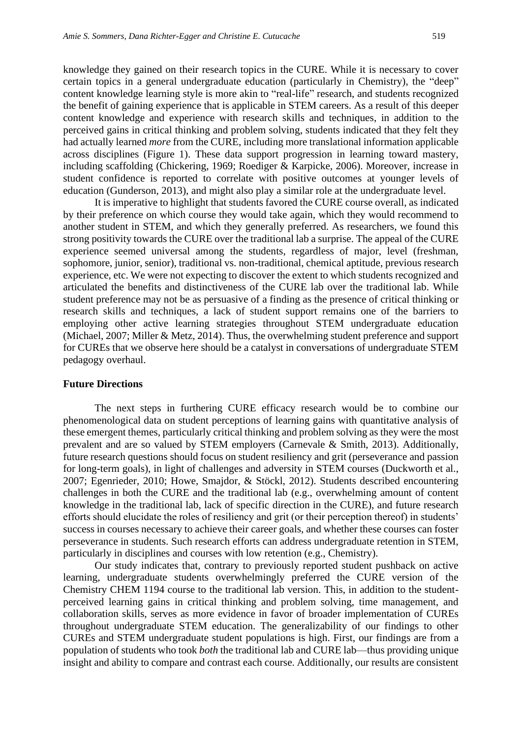knowledge they gained on their research topics in the CURE. While it is necessary to cover certain topics in a general undergraduate education (particularly in Chemistry), the "deep" content knowledge learning style is more akin to "real-life" research, and students recognized the benefit of gaining experience that is applicable in STEM careers. As a result of this deeper content knowledge and experience with research skills and techniques, in addition to the perceived gains in critical thinking and problem solving, students indicated that they felt they had actually learned *more* from the CURE, including more translational information applicable across disciplines (Figure 1). These data support progression in learning toward mastery, including scaffolding (Chickering, 1969; Roediger & Karpicke, 2006). Moreover, increase in student confidence is reported to correlate with positive outcomes at younger levels of education (Gunderson, 2013), and might also play a similar role at the undergraduate level.

It is imperative to highlight that students favored the CURE course overall, as indicated by their preference on which course they would take again, which they would recommend to another student in STEM, and which they generally preferred. As researchers, we found this strong positivity towards the CURE over the traditional lab a surprise. The appeal of the CURE experience seemed universal among the students, regardless of major, level (freshman, sophomore, junior, senior), traditional vs. non-traditional, chemical aptitude, previous research experience, etc. We were not expecting to discover the extent to which students recognized and articulated the benefits and distinctiveness of the CURE lab over the traditional lab. While student preference may not be as persuasive of a finding as the presence of critical thinking or research skills and techniques, a lack of student support remains one of the barriers to employing other active learning strategies throughout STEM undergraduate education (Michael, 2007; Miller & Metz, 2014). Thus, the overwhelming student preference and support for CUREs that we observe here should be a catalyst in conversations of undergraduate STEM pedagogy overhaul.

**Future Directions**

The next steps in furthering CURE efficacy research would be to combine our phenomenological data on student perceptions of learning gains with quantitative analysis of these emergent themes, particularly critical thinking and problem solving as they were the most prevalent and are so valued by STEM employers (Carnevale & Smith, 2013). Additionally, future research questions should focus on student resiliency and grit (perseverance and passion for long-term goals), in light of challenges and adversity in STEM courses (Duckworth et al., 2007; Egenrieder, 2010; Howe, Smajdor, & Stöckl, 2012). Students described encountering challenges in both the CURE and the traditional lab (e.g., overwhelming amount of content knowledge in the traditional lab, lack of specific direction in the CURE), and future research efforts should elucidate the roles of resiliency and grit (or their perception thereof) in students' success in courses necessary to achieve their career goals, and whether these courses can foster perseverance in students. Such research efforts can address undergraduate retention in STEM, particularly in disciplines and courses with low retention (e.g., Chemistry).

Our study indicates that, contrary to previously reported student pushback on active learning, undergraduate students overwhelmingly preferred the CURE version of the Chemistry CHEM 1194 course to the traditional lab version. This, in addition to the student-perceived learning gains in critical thinking and problem solving, time management, and collaboration skills, serves as more evidence in favor of broader implementation of CUREs throughout undergraduate STEM education. The generalizability of our findings to other CUREs and STEM undergraduate student populations is high. First, our findings are from a population of students who took *both* the traditional lab and CURE lab—thus providing unique insight and ability to compare and contrast each course. Additionally, our results are consistent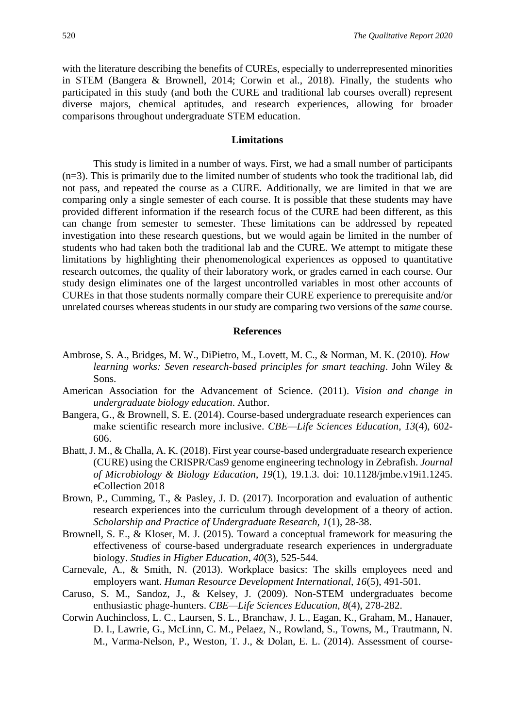with the literature describing the benefits of CUREs, especially to underrepresented minorities in STEM (Bangera & Brownell, 2014; Corwin et al., 2018). Finally, the students who participated in this study (and both the CURE and traditional lab courses overall) represent diverse majors, chemical aptitudes, and research experiences, allowing for broader comparisons throughout undergraduate STEM education.

## Limitations

This study is limited in a number of ways. First, we had a small number of participants (n=3). This is primarily due to the limited number of students who took the traditional lab, did not pass, and repeated the course as a CURE. Additionally, we are limited in that we are comparing only a single semester of each course. It is possible that these students may have provided different information if the research focus of the CURE had been different, as this can change from semester to semester. These limitations can be addressed by repeated investigation into these research questions, but we would again be limited in the number of students who had taken both the traditional lab and the CURE. We attempt to mitigate these limitations by highlighting their phenomenological experiences as opposed to quantitative research outcomes, the quality of their laboratory work, or grades earned in each course. Our study design eliminates one of the largest uncontrolled variables in most other accounts of CUREs in that those students normally compare their CURE experience to prerequisite and/or unrelated courses whereas students in our study are comparing two versions of the *same* course.

## References

Ambrose, S. A., Bridges, M. W., DiPietro, M., Lovett, M. C., & Norman, M. K. (2010). *How learning works: Seven research-based principles for smart teaching*. John Wiley & Sons.

American Association for the Advancement of Science. (2011). *Vision and change in undergraduate biology education*. Author.

Bangera, G., & Brownell, S. E. (2014). Course-based undergraduate research experiences can make scientific research more inclusive. *CBE—Life Sciences Education*, *13*(4), 602-606.

Bhatt, J. M., & Challa, A. K. (2018). First year course-based undergraduate research experience (CURE) using the CRISPR/Cas9 genome engineering technology in Zebrafish. *Journal of Microbiology & Biology Education*, *19*(1), 19.1.3. doi: 10.1128/jmbe.v19i1.1245. eCollection 2018

Brown, P., Cumming, T., & Pasley, J. D. (2017). Incorporation and evaluation of authentic research experiences into the curriculum through development of a theory of action. *Scholarship and Practice of Undergraduate Research*, *1*(1), 28-38.

Brownell, S. E., & Kloser, M. J. (2015). Toward a conceptual framework for measuring the effectiveness of course-based undergraduate research experiences in undergraduate biology. *Studies in Higher Education*, *40*(3), 525-544.

Carnevale, A., & Smith, N. (2013). Workplace basics: The skills employees need and employers want. *Human Resource Development International*, *16*(5), 491-501.

Caruso, S. M., Sandoz, J., & Kelsey, J. (2009). Non-STEM undergraduates become enthusiastic phage-hunters. *CBE—Life Sciences Education*, *8*(4), 278-282.

Corwin Auchincloss, L. C., Laursen, S. L., Branchaw, J. L., Eagan, K., Graham, M., Hanauer, D. I., Lawrie, G., McLinn, C. M., Pelaez, N., Rowland, S., Towns, M., Trautmann, N. M., Varma-Nelson, P., Weston, T. J., & Dolan, E. L. (2014). Assessment of course-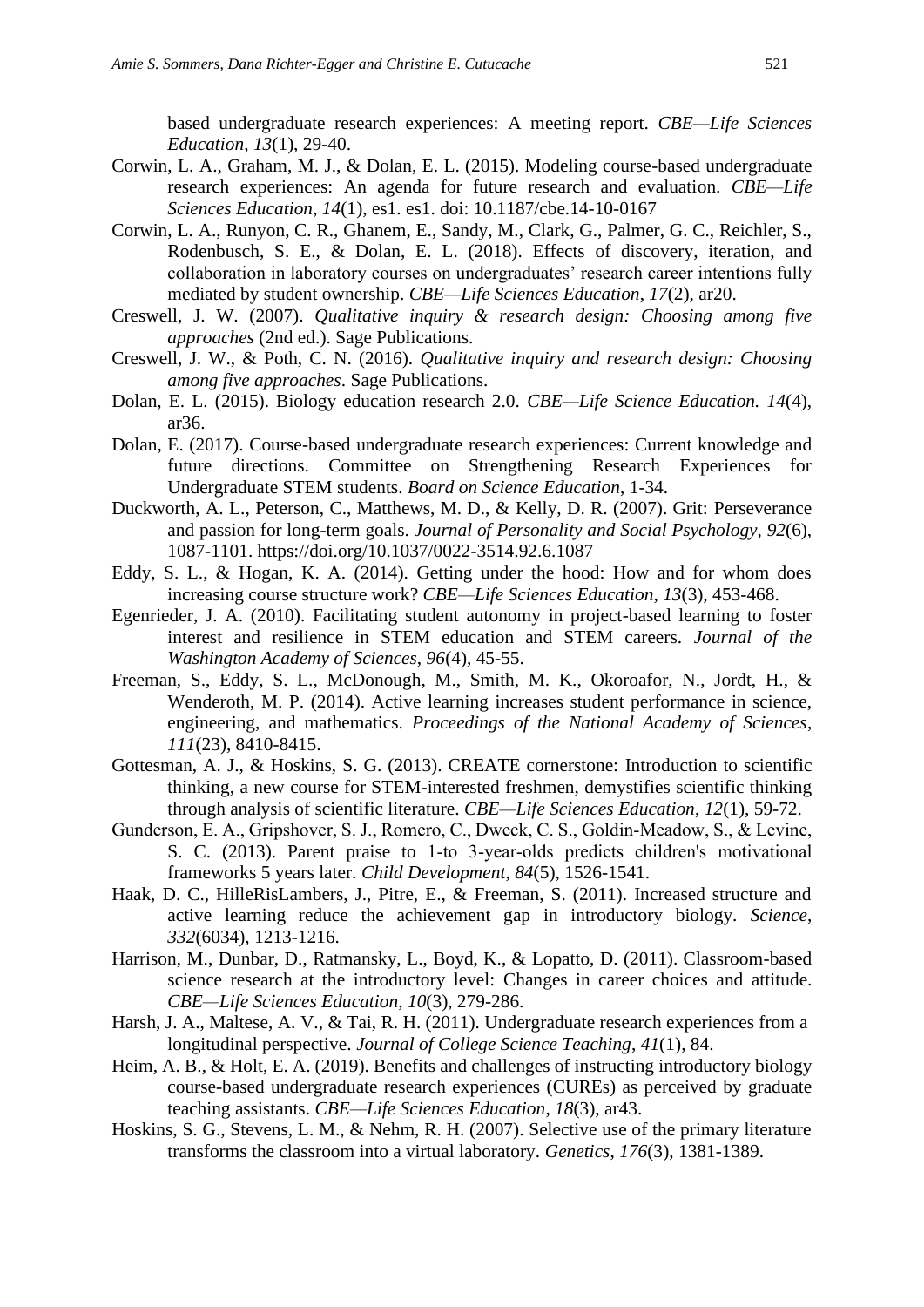based undergraduate research experiences: A meeting report. *CBE—Life Sciences Education*, *13*(1), 29-40.

Corwin, L. A., Graham, M. J., & Dolan, E. L. (2015). Modeling course-based undergraduate research experiences: An agenda for future research and evaluation. *CBE—Life Sciences Education*, *14*(1), es1. es1. doi: 10.1187/cbe.14-10-0167

Corwin, L. A., Runyon, C. R., Ghanem, E., Sandy, M., Clark, G., Palmer, G. C., Reichler, S., Rodenbusch, S. E., & Dolan, E. L. (2018). Effects of discovery, iteration, and collaboration in laboratory courses on undergraduates' research career intentions fully mediated by student ownership. *CBE—Life Sciences Education*, *17*(2), ar20.

Creswell, J. W. (2007). *Qualitative inquiry & research design: Choosing among five approaches* (2nd ed.). Sage Publications.

Creswell, J. W., & Poth, C. N. (2016). *Qualitative inquiry and research design: Choosing among five approaches*. Sage Publications.

Dolan, E. L. (2015). Biology education research 2.0. *CBE—Life Science Education. 14*(4), ar36.

Dolan, E. (2017). Course-based undergraduate research experiences: Current knowledge and future directions. Committee on Strengthening Research Experiences for Undergraduate STEM students. *Board on Science Education*, 1-34.

Duckworth, A. L., Peterson, C., Matthews, M. D., & Kelly, D. R. (2007). Grit: Perseverance and passion for long-term goals. *Journal of Personality and Social Psychology*, *92*(6), 1087-1101. https://doi.org/10.1037/0022-3514.92.6.1087

Eddy, S. L., & Hogan, K. A. (2014). Getting under the hood: How and for whom does increasing course structure work? *CBE—Life Sciences Education*, *13*(3), 453-468.

Egenrieder, J. A. (2010). Facilitating student autonomy in project-based learning to foster interest and resilience in STEM education and STEM careers. *Journal of the Washington Academy of Sciences*, *96*(4), 45-55.

Freeman, S., Eddy, S. L., McDonough, M., Smith, M. K., Okoroafor, N., Jordt, H., & Wenderoth, M. P. (2014). Active learning increases student performance in science, engineering, and mathematics. *Proceedings of the National Academy of Sciences*, *111*(23), 8410-8415.

Gottesman, A. J., & Hoskins, S. G. (2013). CREATE cornerstone: Introduction to scientific thinking, a new course for STEM-interested freshmen, demystifies scientific thinking through analysis of scientific literature. *CBE—Life Sciences Education*, *12*(1), 59-72.

Gunderson, E. A., Gripshover, S. J., Romero, C., Dweck, C. S., Goldin-Meadow, S., & Levine, S. C. (2013). Parent praise to 1-to 3-year-olds predicts children's motivational frameworks 5 years later. *Child Development, 84*(5), 1526-1541.

Haak, D. C., HilleRisLambers, J., Pitre, E., & Freeman, S. (2011). Increased structure and active learning reduce the achievement gap in introductory biology. *Science*, *332*(6034), 1213-1216.

Harrison, M., Dunbar, D., Ratmansky, L., Boyd, K., & Lopatto, D. (2011). Classroom-based science research at the introductory level: Changes in career choices and attitude. *CBE—Life Sciences Education, 10*(3), 279-286.

Harsh, J. A., Maltese, A. V., & Tai, R. H. (2011). Undergraduate research experiences from a longitudinal perspective. *Journal of College Science Teaching*, *41*(1), 84.

Heim, A. B., & Holt, E. A. (2019). Benefits and challenges of instructing introductory biology course-based undergraduate research experiences (CUREs) as perceived by graduate teaching assistants. *CBE—Life Sciences Education*, *18*(3), ar43.

Hoskins, S. G., Stevens, L. M., & Nehm, R. H. (2007). Selective use of the primary literature transforms the classroom into a virtual laboratory. *Genetics*, *176*(3), 1381-1389.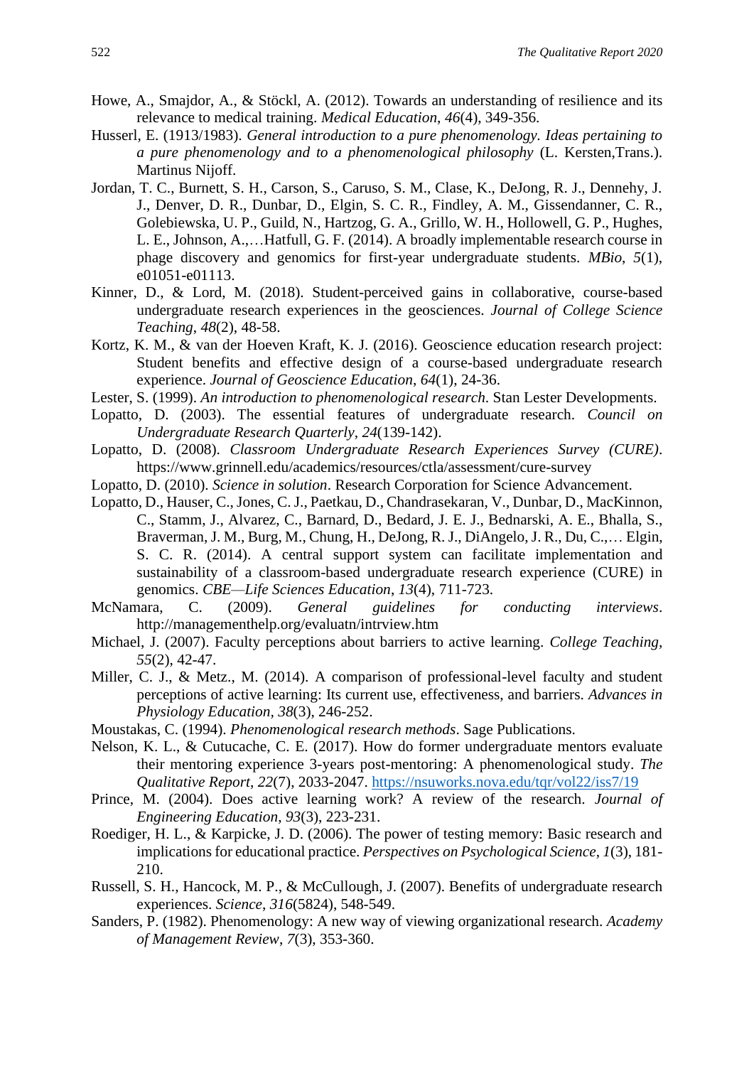Howe, A., Smajdor, A., & Stöckl, A. (2012). Towards an understanding of resilience and its relevance to medical training. *Medical Education*, *46*(4), 349-356.

Husserl, E. (1913/1983). *General introduction to a pure phenomenology. Ideas pertaining to a pure phenomenology and to a phenomenological philosophy* (L. Kersten,Trans.). Martinus Nijoff.

Jordan, T. C., Burnett, S. H., Carson, S., Caruso, S. M., Clase, K., DeJong, R. J., Dennehy, J. J., Denver, D. R., Dunbar, D., Elgin, S. C. R., Findley, A. M., Gissendanner, C. R., Golebiewska, U. P., Guild, N., Hartzog, G. A., Grillo, W. H., Hollowell, G. P., Hughes, L. E., Johnson, A.,…Hatfull, G. F. (2014). A broadly implementable research course in phage discovery and genomics for first-year undergraduate students. *MBio*, *5*(1), e01051-e01113.

Kinner, D., & Lord, M. (2018). Student-perceived gains in collaborative, course-based undergraduate research experiences in the geosciences. *Journal of College Science Teaching*, *48*(2), 48-58.

Kortz, K. M., & van der Hoeven Kraft, K. J. (2016). Geoscience education research project: Student benefits and effective design of a course-based undergraduate research experience. *Journal of Geoscience Education*, *64*(1), 24-36.

Lester, S. (1999). *An introduction to phenomenological research*. Stan Lester Developments.

Lopatto, D. (2003). The essential features of undergraduate research. *Council on Undergraduate Research Quarterly*, *24*(139-142).

Lopatto, D. (2008). *Classroom Undergraduate Research Experiences Survey (CURE)*. https://www.grinnell.edu/academics/resources/ctla/assessment/cure-survey

Lopatto, D. (2010). *Science in solution*. Research Corporation for Science Advancement.

Lopatto, D., Hauser, C., Jones, C. J., Paetkau, D., Chandrasekaran, V., Dunbar, D., MacKinnon, C., Stamm, J., Alvarez, C., Barnard, D., Bedard, J. E. J., Bednarski, A. E., Bhalla, S., Braverman, J. M., Burg, M., Chung, H., DeJong, R. J., DiAngelo, J. R., Du, C.,… Elgin, S. C. R. (2014). A central support system can facilitate implementation and sustainability of a classroom-based undergraduate research experience (CURE) in genomics. *CBE—Life Sciences Education*, *13*(4), 711-723.

McNamara, C. (2009). *General guidelines for conducting interviews*. http://managementhelp.org/evaluatn/intrview.htm

Michael, J. (2007). Faculty perceptions about barriers to active learning. *College Teaching*, *55*(2), 42-47.

Miller, C. J., & Metz., M. (2014). A comparison of professional-level faculty and student perceptions of active learning: Its current use, effectiveness, and barriers. *Advances in Physiology Education*, *38*(3), 246-252.

Moustakas, C. (1994). *Phenomenological research methods*. Sage Publications.

Nelson, K. L., & Cutucache, C. E. (2017). How do former undergraduate mentors evaluate their mentoring experience 3-years post-mentoring: A phenomenological study. *The Qualitative Report*, *22*(7), 2033-2047. https://nsuworks.nova.edu/tqr/vol22/iss7/19

Prince, M. (2004). Does active learning work? A review of the research. *Journal of Engineering Education*, *93*(3), 223-231.

Roediger, H. L., & Karpicke, J. D. (2006). The power of testing memory: Basic research and implications for educational practice. *Perspectives on Psychological Science*, *1*(3), 181-210.

Russell, S. H., Hancock, M. P., & McCullough, J. (2007). Benefits of undergraduate research experiences. *Science*, *316*(5824), 548-549.

Sanders, P. (1982). Phenomenology: A new way of viewing organizational research. *Academy of Management Review*, *7*(3), 353-360.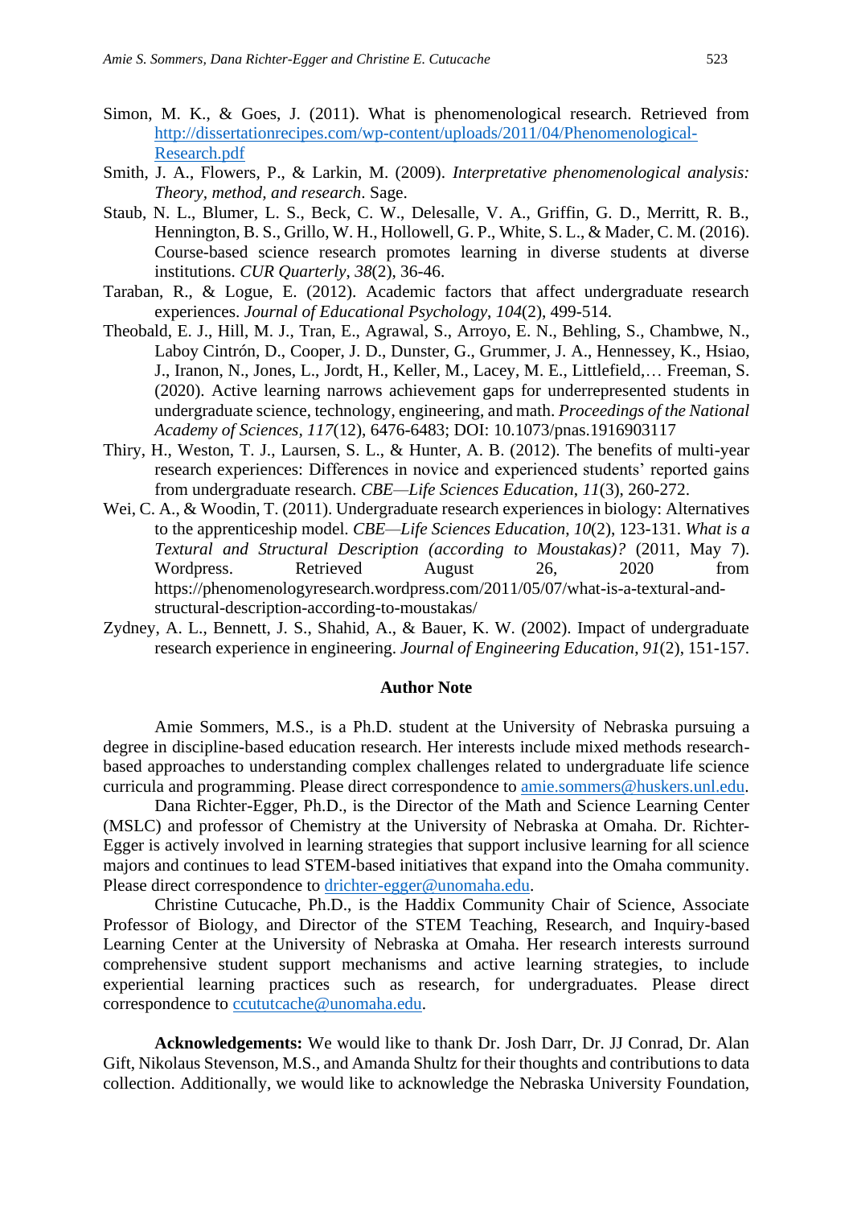Simon, M. K., & Goes, J. (2011). What is phenomenological research. Retrieved from http://dissertationrecipes.com/wp-content/uploads/2011/04/Phenomenological-Research.pdf

Smith, J. A., Flowers, P., & Larkin, M. (2009). *Interpretative phenomenological analysis: Theory, method, and research*. Sage.

Staub, N. L., Blumer, L. S., Beck, C. W., Delesalle, V. A., Griffin, G. D., Merritt, R. B., Hennington, B. S., Grillo, W. H., Hollowell, G. P., White, S. L., & Mader, C. M. (2016). Course-based science research promotes learning in diverse students at diverse institutions. *CUR Quarterly*, *38*(2), 36-46.

Taraban, R., & Logue, E. (2012). Academic factors that affect undergraduate research experiences. *Journal of Educational Psychology*, *104*(2), 499-514.

Theobald, E. J., Hill, M. J., Tran, E., Agrawal, S., Arroyo, E. N., Behling, S., Chambwe, N., Laboy Cintrón, D., Cooper, J. D., Dunster, G., Grummer, J. A., Hennessey, K., Hsiao, J., Iranon, N., Jones, L., Jordt, H., Keller, M., Lacey, M. E., Littlefield,… Freeman, S. (2020). Active learning narrows achievement gaps for underrepresented students in undergraduate science, technology, engineering, and math. *Proceedings of the National Academy of Sciences*, *117*(12), 6476-6483; DOI: 10.1073/pnas.1916903117

Thiry, H., Weston, T. J., Laursen, S. L., & Hunter, A. B. (2012). The benefits of multi-year research experiences: Differences in novice and experienced students' reported gains from undergraduate research. *CBE—Life Sciences Education*, *11*(3), 260-272.

Wei, C. A., & Woodin, T. (2011). Undergraduate research experiences in biology: Alternatives to the apprenticeship model. *CBE—Life Sciences Education*, *10*(2), 123-131. *What is a Textural and Structural Description (according to Moustakas)?* (2011, May 7). Wordpress. Retrieved August 26, 2020 from https://phenomenologyresearch.wordpress.com/2011/05/07/what-is-a-textural-and-structural-description-according-to-moustakas/

Zydney, A. L., Bennett, J. S., Shahid, A., & Bauer, K. W. (2002). Impact of undergraduate research experience in engineering. *Journal of Engineering Education*, *91*(2), 151-157.

## Author Note

Amie Sommers, M.S., is a Ph.D. student at the University of Nebraska pursuing a degree in discipline-based education research. Her interests include mixed methods research-based approaches to understanding complex challenges related to undergraduate life science curricula and programming. Please direct correspondence to amie.sommers@huskers.unl.edu.

Dana Richter-Egger, Ph.D., is the Director of the Math and Science Learning Center (MSLC) and professor of Chemistry at the University of Nebraska at Omaha. Dr. Richter-Egger is actively involved in learning strategies that support inclusive learning for all science majors and continues to lead STEM-based initiatives that expand into the Omaha community. Please direct correspondence to drichter-egger@unomaha.edu.

Christine Cutucache, Ph.D., is the Haddix Community Chair of Science, Associate Professor of Biology, and Director of the STEM Teaching, Research, and Inquiry-based Learning Center at the University of Nebraska at Omaha. Her research interests surround comprehensive student support mechanisms and active learning strategies, to include experiential learning practices such as research, for undergraduates. Please direct correspondence to ccututcache@unomaha.edu.

**Acknowledgements:** We would like to thank Dr. Josh Darr, Dr. JJ Conrad, Dr. Alan Gift, Nikolaus Stevenson, M.S., and Amanda Shultz for their thoughts and contributions to data collection. Additionally, we would like to acknowledge the Nebraska University Foundation,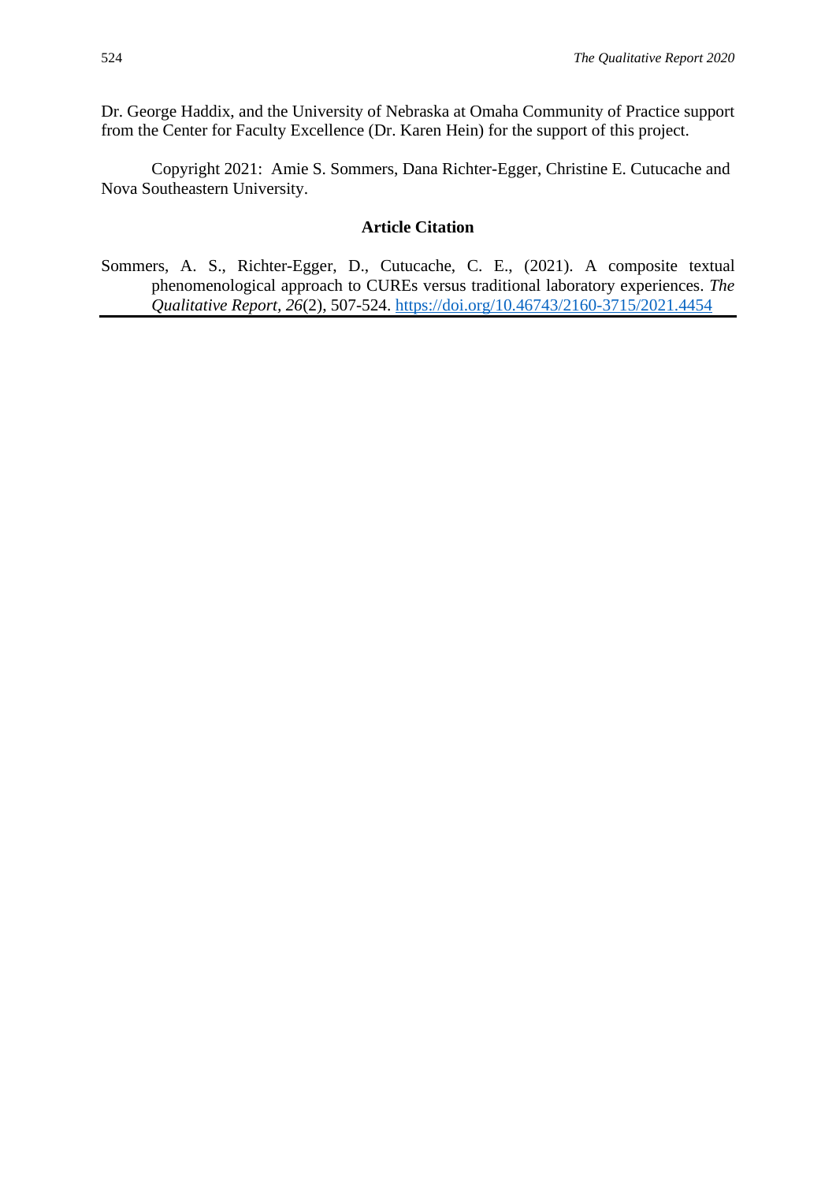Dr. George Haddix, and the University of Nebraska at Omaha Community of Practice support from the Center for Faculty Excellence (Dr. Karen Hein) for the support of this project.

Copyright 2021: Amie S. Sommers, Dana Richter-Egger, Christine E. Cutucache and Nova Southeastern University.

## Article Citation

Sommers, A. S., Richter-Egger, D., Cutucache, C. E., (2021). A composite textual phenomenological approach to CUREs versus traditional laboratory experiences. *The Qualitative Report, 26*(2), 507-524. https://doi.org/10.46743/2160-3715/2021.4454